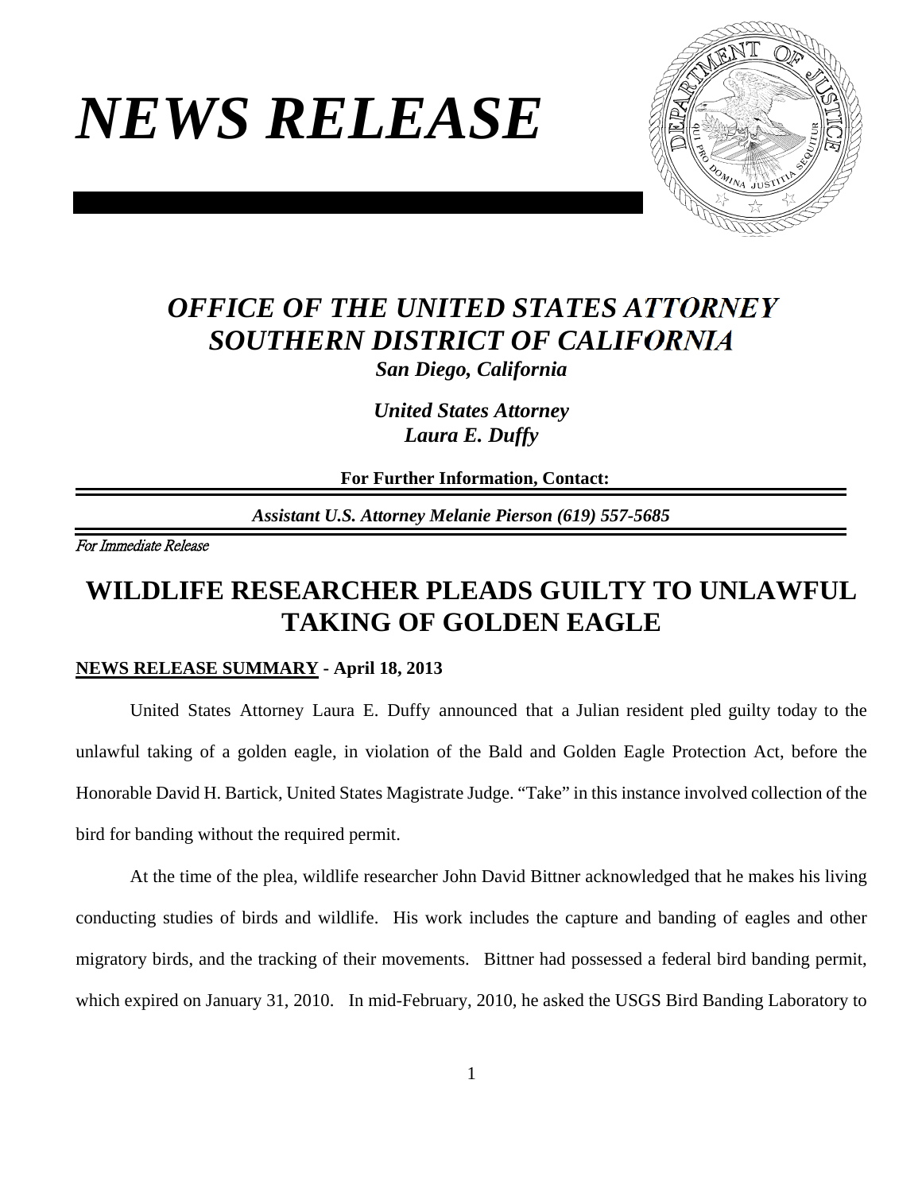# *NEWS RELEASE*

## *OFFICE OF THE UNITED STATES ATTORNEY SOUTHERN DISTRICT OF CALIFORNIA*

***San Diego, California***

***United States Attorney***
***Laura E. Duffy***

**For Further Information, Contact:**

***Assistant U.S. Attorney Melanie Pierson (619) 557-5685***

*For Immediate Release*

# WILDLIFE RESEARCHER PLEADS GUILTY TO UNLAWFUL TAKING OF GOLDEN EAGLE

**NEWS RELEASE SUMMARY - April 18, 2013**

United States Attorney Laura E. Duffy announced that a Julian resident pled guilty today to the unlawful taking of a golden eagle, in violation of the Bald and Golden Eagle Protection Act, before the Honorable David H. Bartick, United States Magistrate Judge. "Take" in this instance involved collection of the bird for banding without the required permit.

At the time of the plea, wildlife researcher John David Bittner acknowledged that he makes his living conducting studies of birds and wildlife. His work includes the capture and banding of eagles and other migratory birds, and the tracking of their movements. Bittner had possessed a federal bird banding permit, which expired on January 31, 2010. In mid-February, 2010, he asked the USGS Bird Banding Laboratory to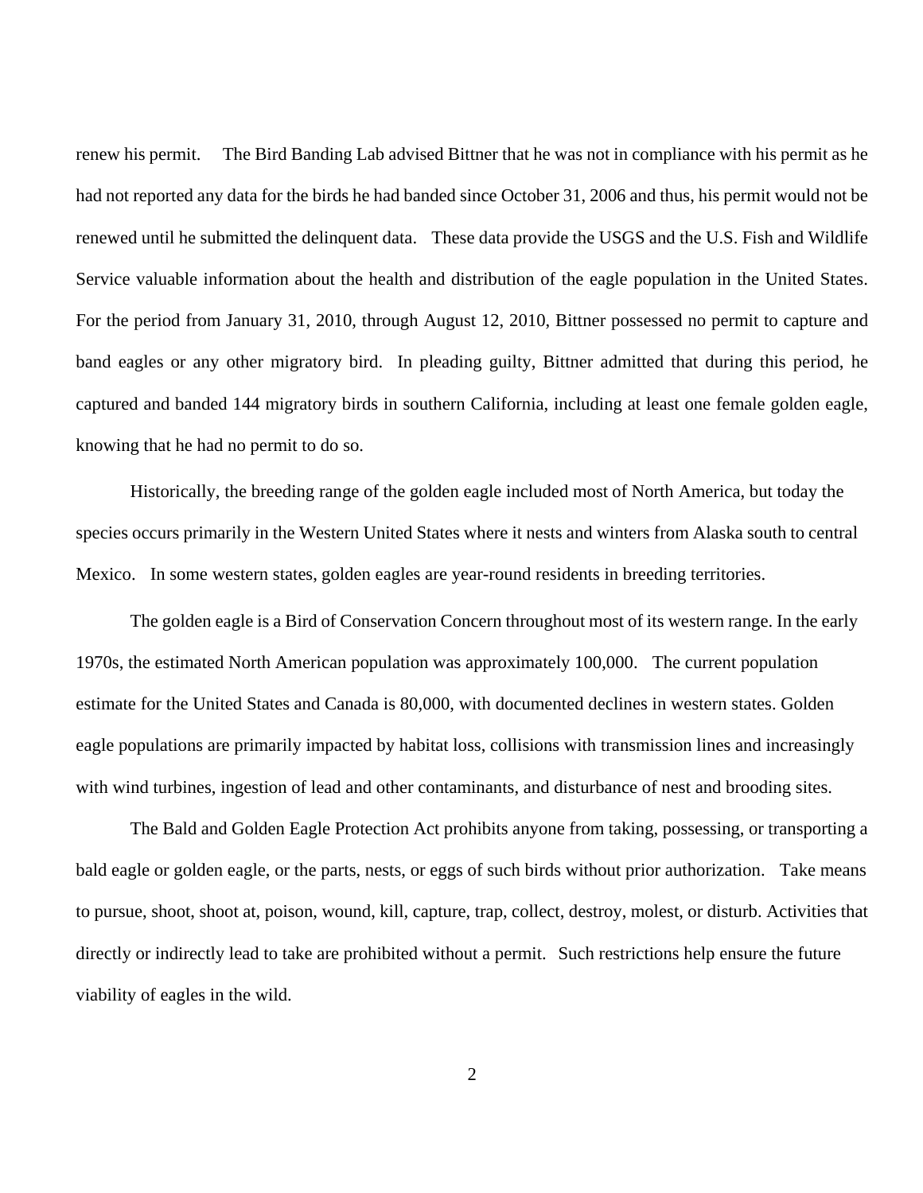renew his permit. The Bird Banding Lab advised Bittner that he was not in compliance with his permit as he had not reported any data for the birds he had banded since October 31, 2006 and thus, his permit would not be renewed until he submitted the delinquent data. These data provide the USGS and the U.S. Fish and Wildlife Service valuable information about the health and distribution of the eagle population in the United States. For the period from January 31, 2010, through August 12, 2010, Bittner possessed no permit to capture and band eagles or any other migratory bird. In pleading guilty, Bittner admitted that during this period, he captured and banded 144 migratory birds in southern California, including at least one female golden eagle, knowing that he had no permit to do so.

Historically, the breeding range of the golden eagle included most of North America, but today the species occurs primarily in the Western United States where it nests and winters from Alaska south to central Mexico. In some western states, golden eagles are year-round residents in breeding territories.

The golden eagle is a Bird of Conservation Concern throughout most of its western range. In the early 1970s, the estimated North American population was approximately 100,000. The current population estimate for the United States and Canada is 80,000, with documented declines in western states. Golden eagle populations are primarily impacted by habitat loss, collisions with transmission lines and increasingly with wind turbines, ingestion of lead and other contaminants, and disturbance of nest and brooding sites.

The Bald and Golden Eagle Protection Act prohibits anyone from taking, possessing, or transporting a bald eagle or golden eagle, or the parts, nests, or eggs of such birds without prior authorization. Take means to pursue, shoot, shoot at, poison, wound, kill, capture, trap, collect, destroy, molest, or disturb. Activities that directly or indirectly lead to take are prohibited without a permit. Such restrictions help ensure the future viability of eagles in the wild.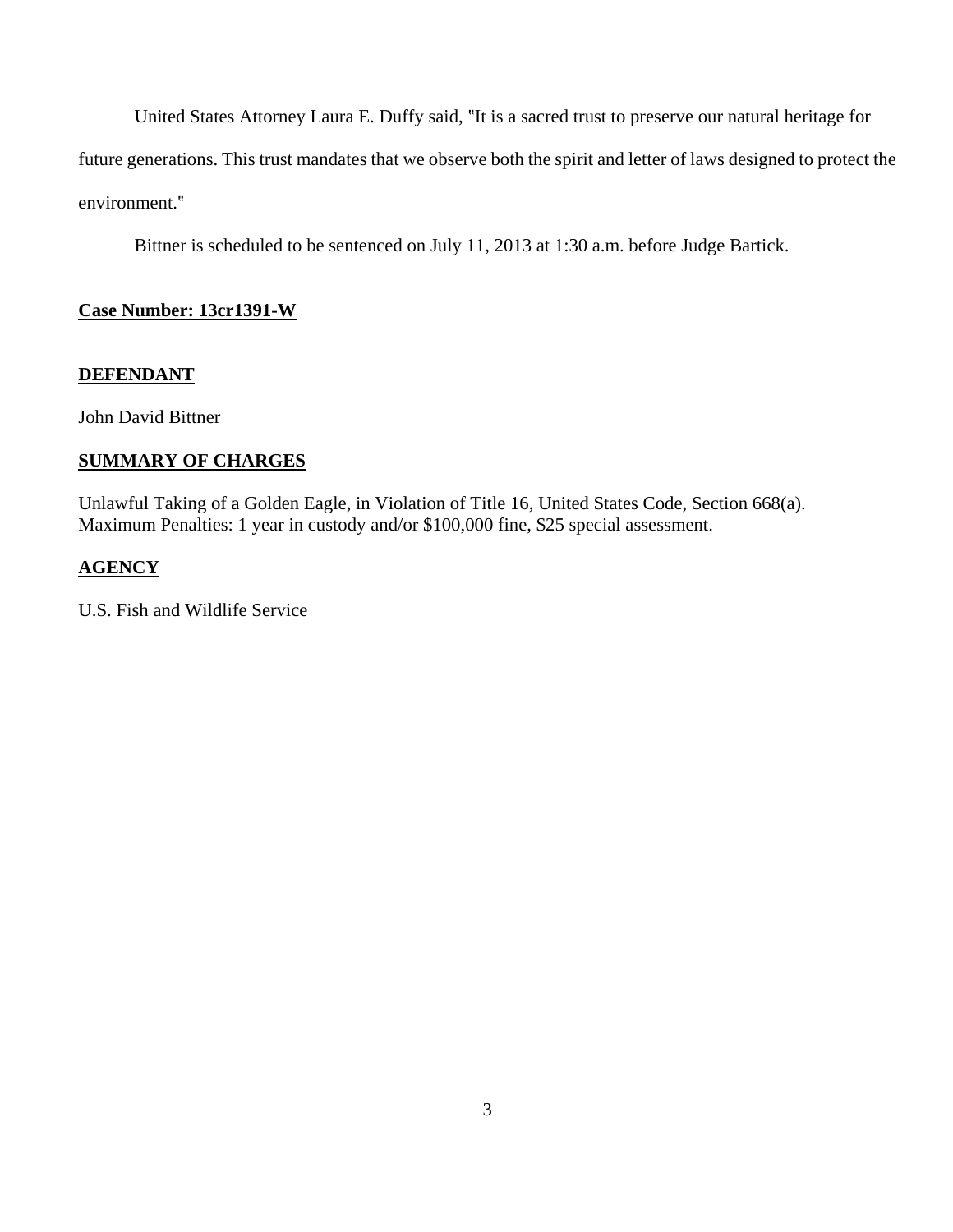United States Attorney Laura E. Duffy said, "It is a sacred trust to preserve our natural heritage for future generations. This trust mandates that we observe both the spirit and letter of laws designed to protect the environment."

Bittner is scheduled to be sentenced on July 11, 2013 at 1:30 a.m. before Judge Bartick.

**Case Number: 13cr1391-W**

**DEFENDANT**

John David Bittner

**SUMMARY OF CHARGES**

Unlawful Taking of a Golden Eagle, in Violation of Title 16, United States Code, Section 668(a).
Maximum Penalties: 1 year in custody and/or $100,000 fine, $25 special assessment.

**AGENCY**

U.S. Fish and Wildlife Service